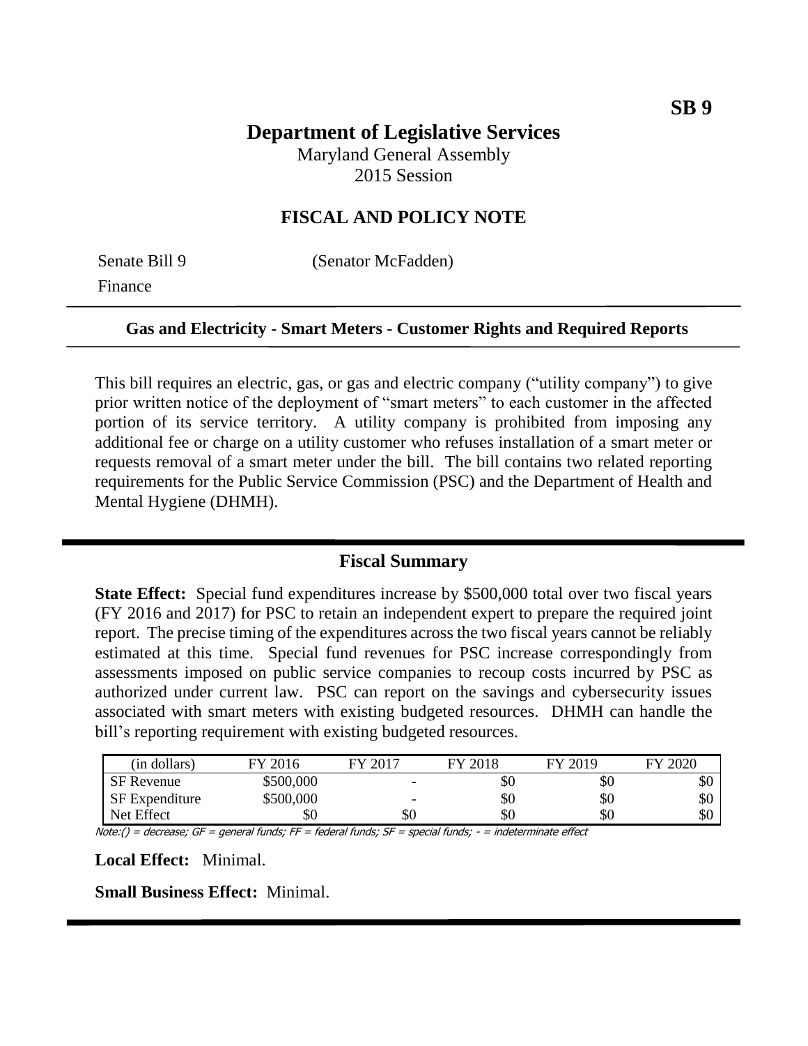**SB 9**

# Department of Legislative Services

Maryland General Assembly
2015 Session

## FISCAL AND POLICY NOTE

Senate Bill 9 (Senator McFadden)
Finance

**Gas and Electricity - Smart Meters - Customer Rights and Required Reports**

This bill requires an electric, gas, or gas and electric company ("utility company") to give prior written notice of the deployment of "smart meters" to each customer in the affected portion of its service territory. A utility company is prohibited from imposing any additional fee or charge on a utility customer who refuses installation of a smart meter or requests removal of a smart meter under the bill. The bill contains two related reporting requirements for the Public Service Commission (PSC) and the Department of Health and Mental Hygiene (DHMH).

## Fiscal Summary

**State Effect:** Special fund expenditures increase by $500,000 total over two fiscal years (FY 2016 and 2017) for PSC to retain an independent expert to prepare the required joint report. The precise timing of the expenditures across the two fiscal years cannot be reliably estimated at this time. Special fund revenues for PSC increase correspondingly from assessments imposed on public service companies to recoup costs incurred by PSC as authorized under current law. PSC can report on the savings and cybersecurity issues associated with smart meters with existing budgeted resources. DHMH can handle the bill's reporting requirement with existing budgeted resources.

| (in dollars) | FY 2016 | FY 2017 | FY 2018 | FY 2019 | FY 2020 |
|---|---|---|---|---|---|
| SF Revenue | $500,000 | - | $0 | $0 | $0 |
| SF Expenditure | $500,000 | - | $0 | $0 | $0 |
| Net Effect | $0 | $0 | $0 | $0 | $0 |

Note:() = decrease; GF = general funds; FF = federal funds; SF = special funds; - = indeterminate effect

**Local Effect:** Minimal.

**Small Business Effect:** Minimal.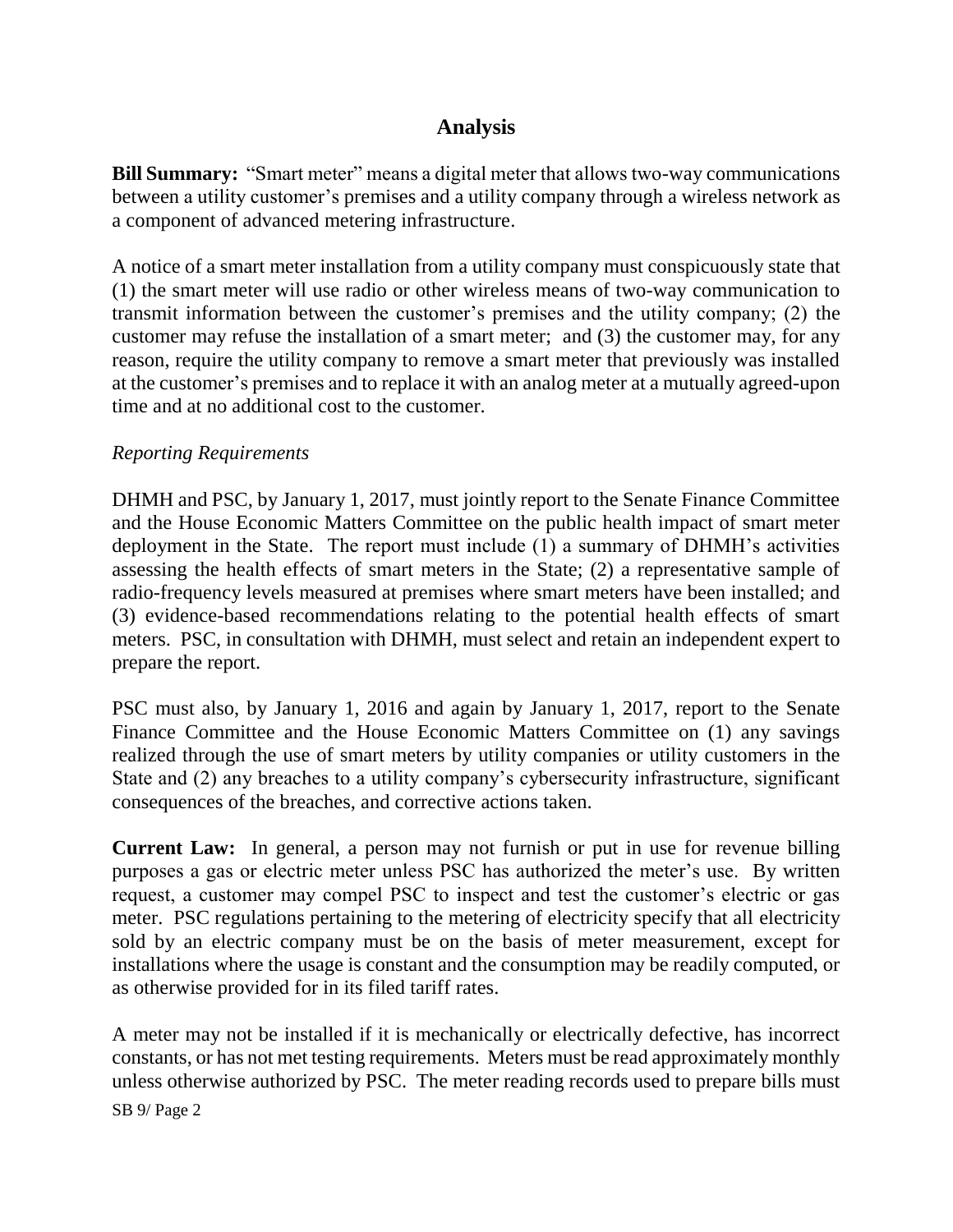## Analysis

**Bill Summary:** "Smart meter" means a digital meter that allows two-way communications between a utility customer's premises and a utility company through a wireless network as a component of advanced metering infrastructure.

A notice of a smart meter installation from a utility company must conspicuously state that (1) the smart meter will use radio or other wireless means of two-way communication to transmit information between the customer's premises and the utility company; (2) the customer may refuse the installation of a smart meter; and (3) the customer may, for any reason, require the utility company to remove a smart meter that previously was installed at the customer's premises and to replace it with an analog meter at a mutually agreed-upon time and at no additional cost to the customer.

*Reporting Requirements*

DHMH and PSC, by January 1, 2017, must jointly report to the Senate Finance Committee and the House Economic Matters Committee on the public health impact of smart meter deployment in the State. The report must include (1) a summary of DHMH's activities assessing the health effects of smart meters in the State; (2) a representative sample of radio-frequency levels measured at premises where smart meters have been installed; and (3) evidence-based recommendations relating to the potential health effects of smart meters. PSC, in consultation with DHMH, must select and retain an independent expert to prepare the report.

PSC must also, by January 1, 2016 and again by January 1, 2017, report to the Senate Finance Committee and the House Economic Matters Committee on (1) any savings realized through the use of smart meters by utility companies or utility customers in the State and (2) any breaches to a utility company's cybersecurity infrastructure, significant consequences of the breaches, and corrective actions taken.

**Current Law:** In general, a person may not furnish or put in use for revenue billing purposes a gas or electric meter unless PSC has authorized the meter's use. By written request, a customer may compel PSC to inspect and test the customer's electric or gas meter. PSC regulations pertaining to the metering of electricity specify that all electricity sold by an electric company must be on the basis of meter measurement, except for installations where the usage is constant and the consumption may be readily computed, or as otherwise provided for in its filed tariff rates.

A meter may not be installed if it is mechanically or electrically defective, has incorrect constants, or has not met testing requirements. Meters must be read approximately monthly unless otherwise authorized by PSC. The meter reading records used to prepare bills must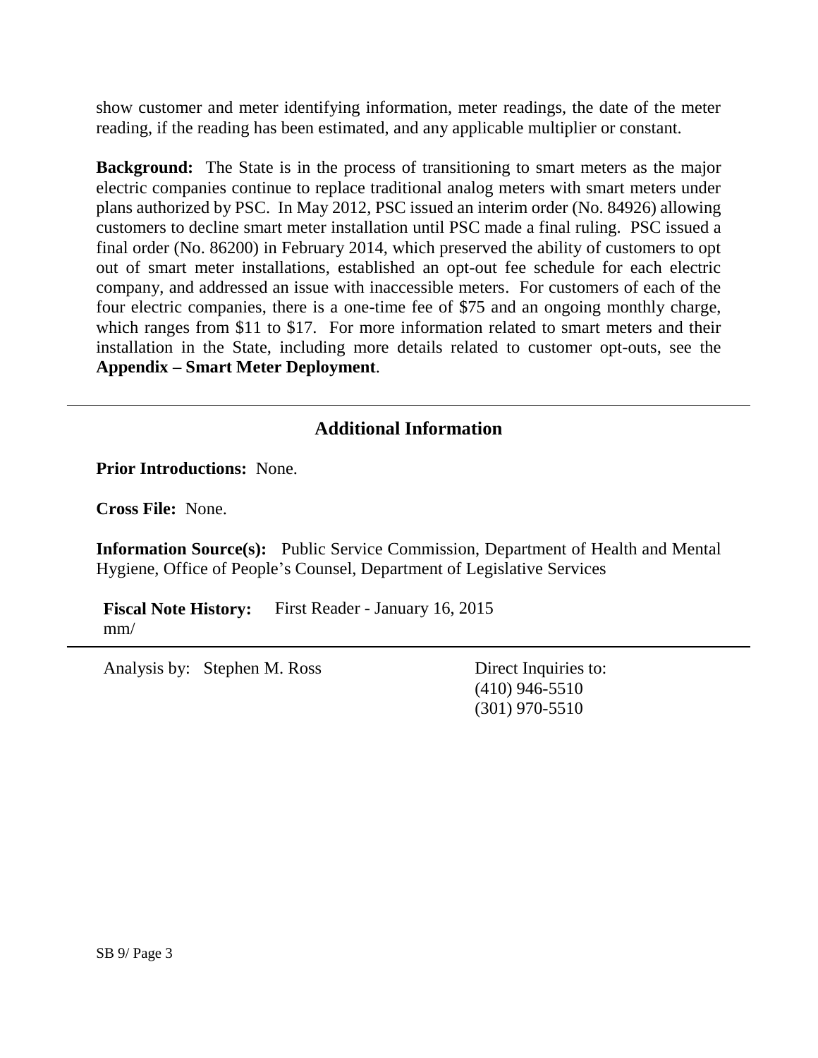show customer and meter identifying information, meter readings, the date of the meter reading, if the reading has been estimated, and any applicable multiplier or constant.

**Background:** The State is in the process of transitioning to smart meters as the major electric companies continue to replace traditional analog meters with smart meters under plans authorized by PSC. In May 2012, PSC issued an interim order (No. 84926) allowing customers to decline smart meter installation until PSC made a final ruling. PSC issued a final order (No. 86200) in February 2014, which preserved the ability of customers to opt out of smart meter installations, established an opt-out fee schedule for each electric company, and addressed an issue with inaccessible meters. For customers of each of the four electric companies, there is a one-time fee of $75 and an ongoing monthly charge, which ranges from $11 to $17. For more information related to smart meters and their installation in the State, including more details related to customer opt-outs, see the **Appendix – Smart Meter Deployment**.

## Additional Information

**Prior Introductions:** None.

**Cross File:** None.

**Information Source(s):** Public Service Commission, Department of Health and Mental Hygiene, Office of People's Counsel, Department of Legislative Services

**Fiscal Note History:** First Reader - January 16, 2015
mm/

Analysis by: Stephen M. Ross

Direct Inquiries to:
(410) 946-5510
(301) 970-5510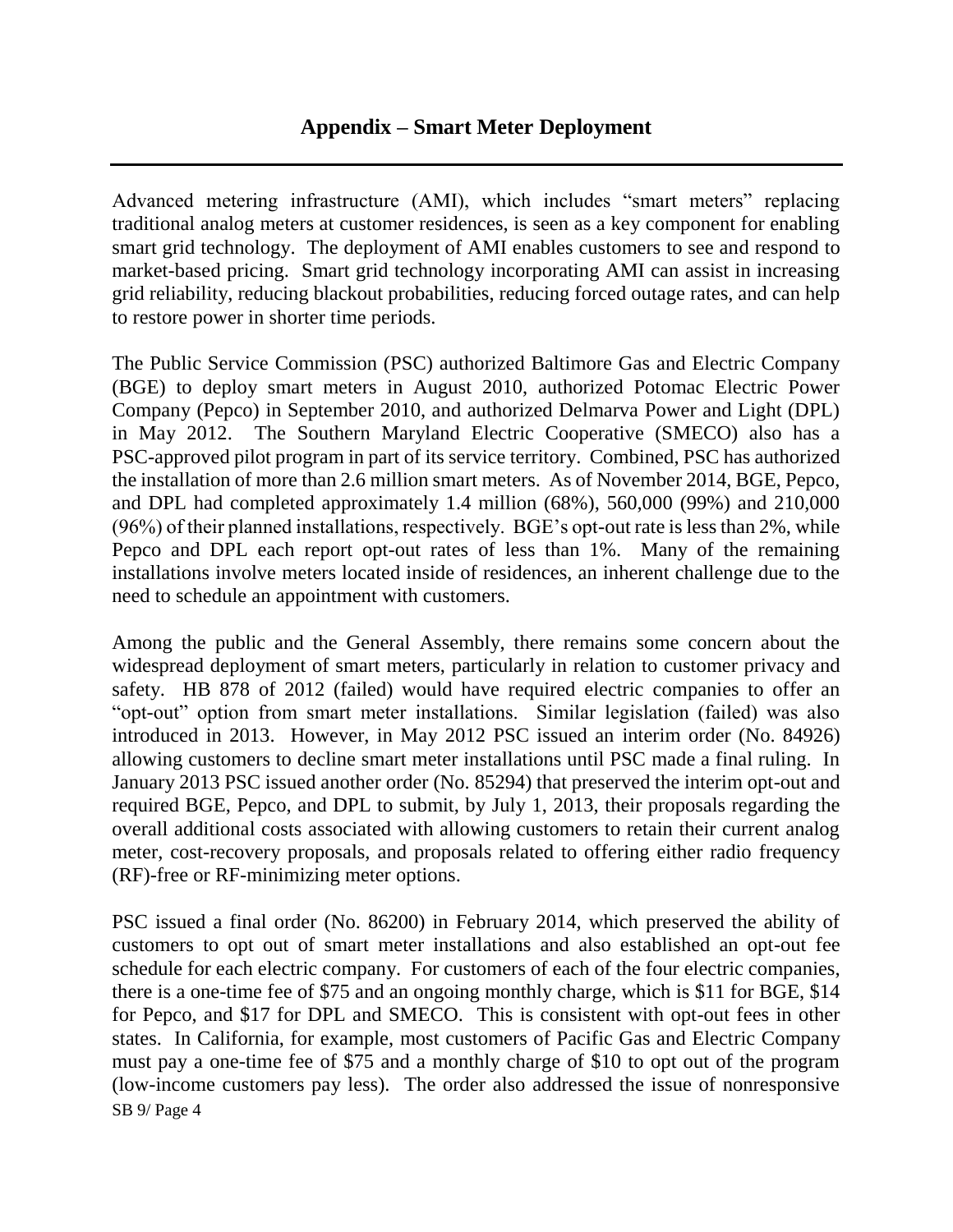## Appendix – Smart Meter Deployment

Advanced metering infrastructure (AMI), which includes "smart meters" replacing traditional analog meters at customer residences, is seen as a key component for enabling smart grid technology. The deployment of AMI enables customers to see and respond to market-based pricing. Smart grid technology incorporating AMI can assist in increasing grid reliability, reducing blackout probabilities, reducing forced outage rates, and can help to restore power in shorter time periods.

The Public Service Commission (PSC) authorized Baltimore Gas and Electric Company (BGE) to deploy smart meters in August 2010, authorized Potomac Electric Power Company (Pepco) in September 2010, and authorized Delmarva Power and Light (DPL) in May 2012. The Southern Maryland Electric Cooperative (SMECO) also has a PSC-approved pilot program in part of its service territory. Combined, PSC has authorized the installation of more than 2.6 million smart meters. As of November 2014, BGE, Pepco, and DPL had completed approximately 1.4 million (68%), 560,000 (99%) and 210,000 (96%) of their planned installations, respectively. BGE's opt-out rate is less than 2%, while Pepco and DPL each report opt-out rates of less than 1%. Many of the remaining installations involve meters located inside of residences, an inherent challenge due to the need to schedule an appointment with customers.

Among the public and the General Assembly, there remains some concern about the widespread deployment of smart meters, particularly in relation to customer privacy and safety. HB 878 of 2012 (failed) would have required electric companies to offer an "opt-out" option from smart meter installations. Similar legislation (failed) was also introduced in 2013. However, in May 2012 PSC issued an interim order (No. 84926) allowing customers to decline smart meter installations until PSC made a final ruling. In January 2013 PSC issued another order (No. 85294) that preserved the interim opt-out and required BGE, Pepco, and DPL to submit, by July 1, 2013, their proposals regarding the overall additional costs associated with allowing customers to retain their current analog meter, cost-recovery proposals, and proposals related to offering either radio frequency (RF)-free or RF-minimizing meter options.

PSC issued a final order (No. 86200) in February 2014, which preserved the ability of customers to opt out of smart meter installations and also established an opt-out fee schedule for each electric company. For customers of each of the four electric companies, there is a one-time fee of $75 and an ongoing monthly charge, which is $11 for BGE, $14 for Pepco, and $17 for DPL and SMECO. This is consistent with opt-out fees in other states. In California, for example, most customers of Pacific Gas and Electric Company must pay a one-time fee of $75 and a monthly charge of $10 to opt out of the program (low-income customers pay less). The order also addressed the issue of nonresponsive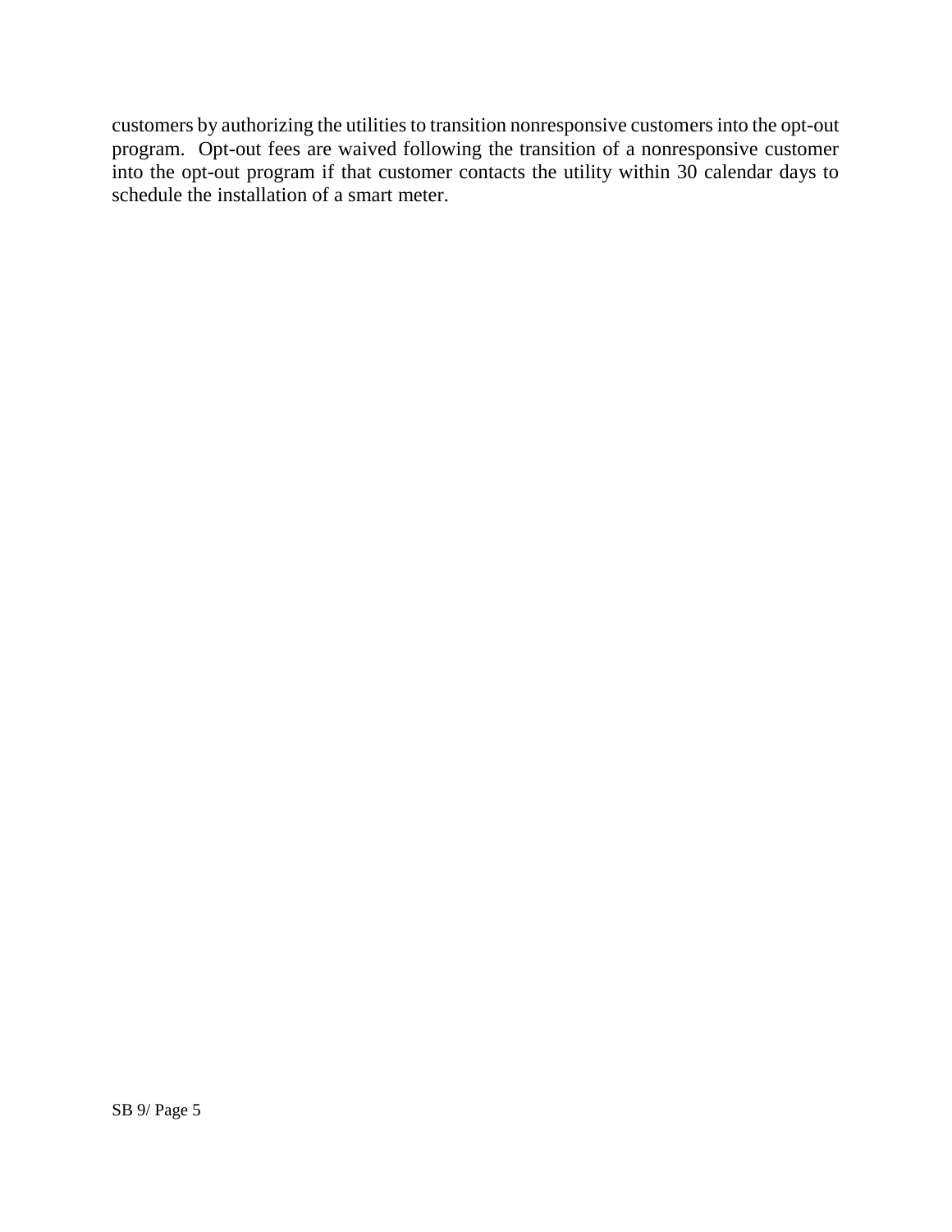customers by authorizing the utilities to transition nonresponsive customers into the opt-out program. Opt-out fees are waived following the transition of a nonresponsive customer into the opt-out program if that customer contacts the utility within 30 calendar days to schedule the installation of a smart meter.